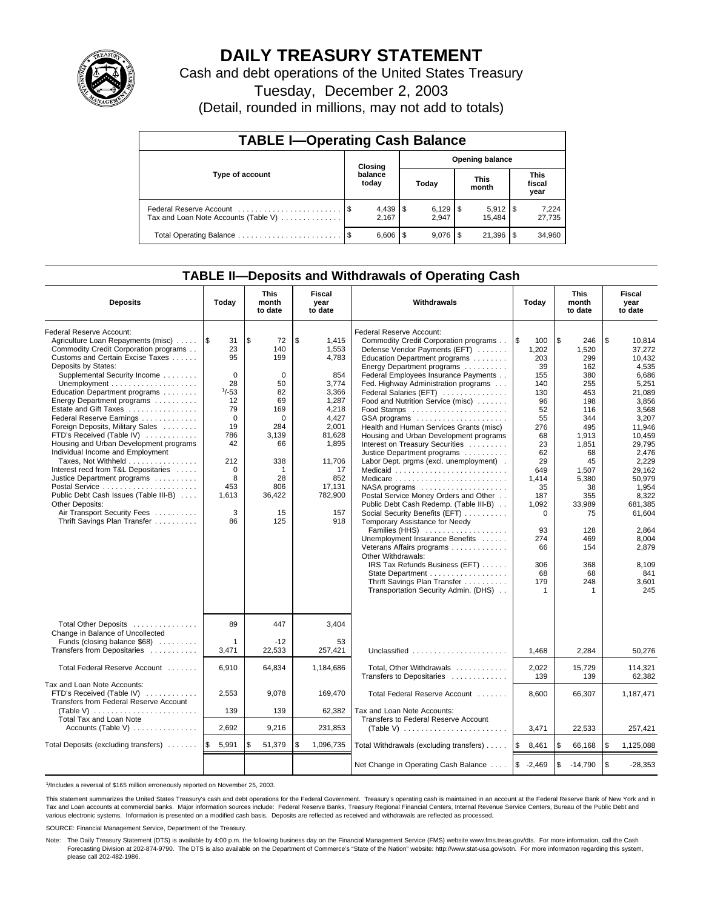# DAILY TREASURY STATEMENT

Cash and debt operations of the United States Treasury

Tuesday, December 2, 2003

(Detail, rounded in millions, may not add to totals)

## TABLE I—Operating Cash Balance

| Type of account | Closing balance today | Opening balance Today | Opening balance This month | Opening balance This fiscal year |
|---|---|---|---|---|
| Federal Reserve Account | $ 4,439 | $ 6,129 | $ 5,912 | $ 7,224 |
| Tax and Loan Note Accounts (Table V) | 2,167 | 2,947 | 15,484 | 27,735 |
| Total Operating Balance | $ 6,606 | $ 9,076 | $ 21,396 | $ 34,960 |

## TABLE II—Deposits and Withdrawals of Operating Cash

| Deposits | Today | This month to date | Fiscal year to date |
|---|---|---|---|
| Federal Reserve Account: | | | |
| Agriculture Loan Repayments (misc) | $ 31 | $ 72 | $ 1,415 |
| Commodity Credit Corporation programs | 23 | 140 | 1,553 |
| Customs and Certain Excise Taxes | 95 | 199 | 4,783 |
| Deposits by States: | | | |
| Supplemental Security Income | 0 | 0 | 854 |
| Unemployment | 28 | 50 | 3,774 |
| Education Department programs | [1]/-53 | 82 | 3,366 |
| Energy Department programs | 12 | 69 | 1,287 |
| Estate and Gift Taxes | 79 | 169 | 4,218 |
| Federal Reserve Earnings | 0 | 0 | 4,427 |
| Foreign Deposits, Military Sales | 19 | 284 | 2,001 |
| FTD's Received (Table IV) | 786 | 3,139 | 81,628 |
| Housing and Urban Development programs | 42 | 66 | 1,895 |
| Individual Income and Employment Taxes, Not Withheld | 212 | 338 | 11,706 |
| Interest recd from T&L Depositaries | 0 | 1 | 17 |
| Justice Department programs | 8 | 28 | 852 |
| Postal Service | 453 | 806 | 17,131 |
| Public Debt Cash Issues (Table III-B) | 1,613 | 36,422 | 782,900 |
| Other Deposits: | | | |
| Air Transport Security Fees | 3 | 15 | 157 |
| Thrift Savings Plan Transfer | 86 | 125 | 918 |
| Total Other Deposits | 89 | 447 | 3,404 |
| Change in Balance of Uncollected Funds (closing balance $68) | 1 | -12 | 53 |
| Transfers from Depositaries | 3,471 | 22,533 | 257,421 |
| Total Federal Reserve Account | 6,910 | 64,834 | 1,184,686 |
| Tax and Loan Note Accounts: | | | |
| FTD's Received (Table IV) | 2,553 | 9,078 | 169,470 |
| Transfers from Federal Reserve Account (Table V) | 139 | 139 | 62,382 |
| Total Tax and Loan Note Accounts (Table V) | 2,692 | 9,216 | 231,853 |
| Total Deposits (excluding transfers) | $ 5,991 | $ 51,379 | $ 1,096,735 |

| Withdrawals | Today | This month to date | Fiscal year to date |
|---|---|---|---|
| Federal Reserve Account: | | | |
| Commodity Credit Corporation programs | $ 100 | $ 246 | $ 10,814 |
| Defense Vendor Payments (EFT) | 1,202 | 1,520 | 37,272 |
| Education Department programs | 203 | 299 | 10,432 |
| Energy Department programs | 39 | 162 | 4,535 |
| Federal Employees Insurance Payments | 155 | 380 | 6,686 |
| Fed. Highway Administration programs | 140 | 255 | 5,251 |
| Federal Salaries (EFT) | 130 | 453 | 21,089 |
| Food and Nutrition Service (misc) | 96 | 198 | 3,856 |
| Food Stamps | 52 | 116 | 3,568 |
| GSA programs | 55 | 344 | 3,207 |
| Health and Human Services Grants (misc) | 276 | 495 | 11,946 |
| Housing and Urban Development programs | 68 | 1,913 | 10,459 |
| Interest on Treasury Securities | 23 | 1,851 | 29,795 |
| Justice Department programs | 62 | 68 | 2,476 |
| Labor Dept. prgms (excl. unemployment) | 29 | 45 | 2,229 |
| Medicaid | 649 | 1,507 | 29,162 |
| Medicare | 1,414 | 5,380 | 50,979 |
| NASA programs | 35 | 38 | 1,954 |
| Postal Service Money Orders and Other | 187 | 355 | 8,322 |
| Public Debt Cash Redemp. (Table III-B) | 1,092 | 33,989 | 681,385 |
| Social Security Benefits (EFT) | 0 | 75 | 61,604 |
| Temporary Assistance for Needy Families (HHS) | 93 | 128 | 2,864 |
| Unemployment Insurance Benefits | 274 | 469 | 8,004 |
| Veterans Affairs programs | 66 | 154 | 2,879 |
| Other Withdrawals: | | | |
| IRS Tax Refunds Business (EFT) | 306 | 368 | 8,109 |
| State Department | 68 | 68 | 841 |
| Thrift Savings Plan Transfer | 179 | 248 | 3,601 |
| Transportation Security Admin. (DHS) | 1 | 1 | 245 |
| Unclassified | 1,468 | 2,284 | 50,276 |
| Total, Other Withdrawals | 2,022 | 15,729 | 114,321 |
| Transfers to Depositaries | 139 | 139 | 62,382 |
| Total Federal Reserve Account | 8,600 | 66,307 | 1,187,471 |
| Tax and Loan Note Accounts: | | | |
| Transfers to Federal Reserve Account (Table V) | 3,471 | 22,533 | 257,421 |
| Total Withdrawals (excluding transfers) | $ 8,461 | $ 66,168 | $ 1,125,088 |
| Net Change in Operating Cash Balance | $ -2,469 | $ -14,790 | $ -28,353 |

[1]Includes a reversal of $165 million erroneously reported on November 25, 2003.

This statement summarizes the United States Treasury's cash and debt operations for the Federal Government. Treasury's operating cash is maintained in an account at the Federal Reserve Bank of New York and in Tax and Loan accounts at commercial banks. Major information sources include: Federal Reserve Banks, Treasury Regional Financial Centers, Internal Revenue Service Centers, Bureau of the Public Debt and various electronic systems. Information is presented on a modified cash basis. Deposits are reflected as received and withdrawals are reflected as processed.

SOURCE: Financial Management Service, Department of the Treasury.

Note: The Daily Treasury Statement (DTS) is available by 4:00 p.m. the following business day on the Financial Management Service (FMS) website www.fms.treas.gov/dts. For more information, call the Cash Forecasting Division at 202-874-9790. The DTS is also available on the Department of Commerce's "State of the Nation" website: http://www.stat-usa.gov/sotn. For more information regarding this system, please call 202-482-1986.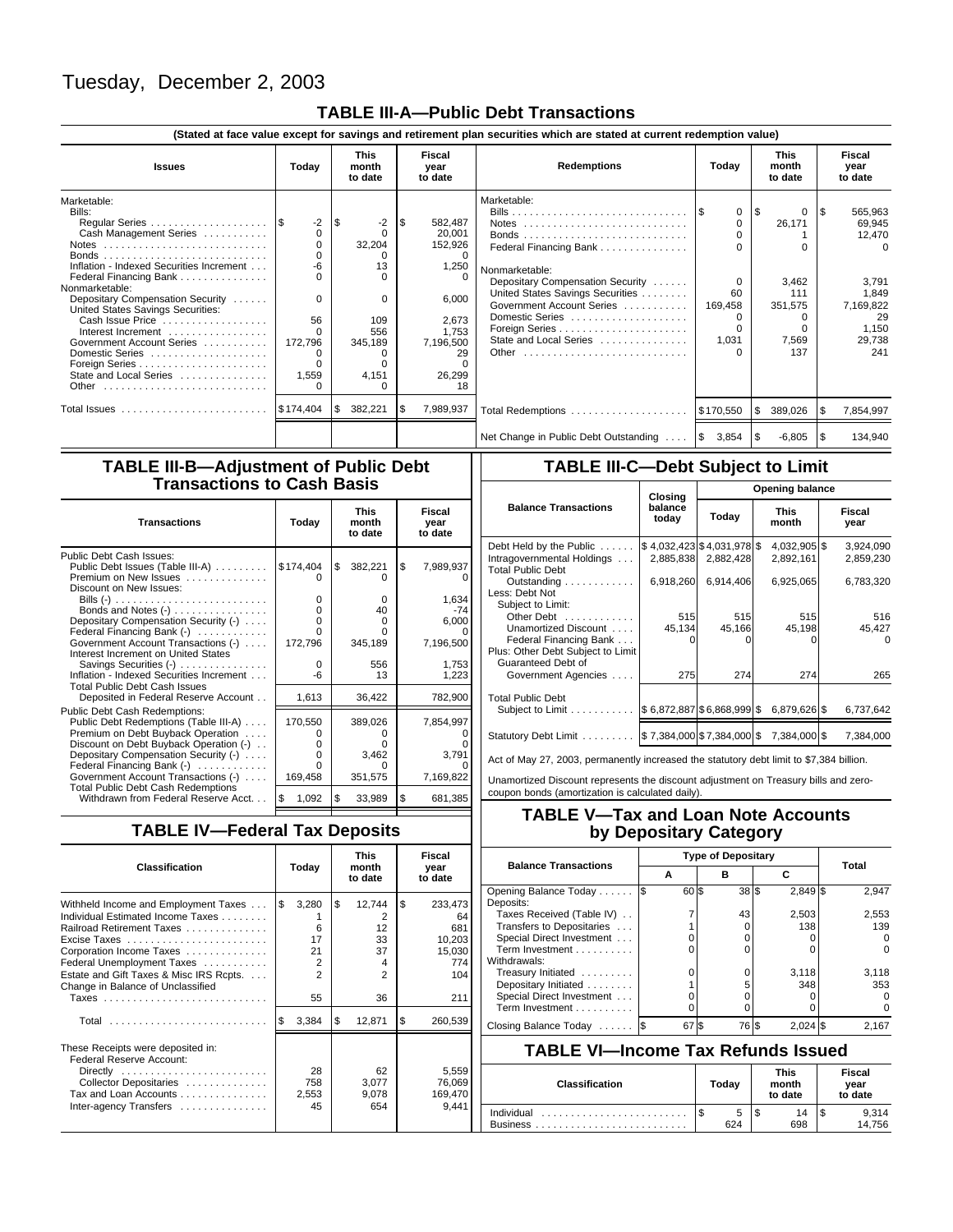Tuesday, December 2, 2003

## TABLE III-A—Public Debt Transactions

(Stated at face value except for savings and retirement plan securities which are stated at current redemption value)

| Issues | Today | This month to date | Fiscal year to date |
|---|---|---|---|
| Marketable: | | | |
| Bills: | | | |
| Regular Series | $ -2 | $ -2 | $ 582,487 |
| Cash Management Series | 0 | 0 | 20,001 |
| Notes | 0 | 32,204 | 152,926 |
| Bonds | 0 | 0 | 0 |
| Inflation - Indexed Securities Increment | -6 | 13 | 1,250 |
| Federal Financing Bank | 0 | 0 | 0 |
| Nonmarketable: | | | |
| Depositary Compensation Security | 0 | 0 | 6,000 |
| United States Savings Securities: | | | |
| Cash Issue Price | 56 | 109 | 2,673 |
| Interest Increment | 0 | 556 | 1,753 |
| Government Account Series | 172,796 | 345,189 | 7,196,500 |
| Domestic Series | 0 | 0 | 29 |
| Foreign Series | 0 | 0 | 0 |
| State and Local Series | 1,559 | 4,151 | 26,299 |
| Other | 0 | 0 | 18 |
| Total Issues | $174,404 | $ 382,221 | $ 7,989,937 |

| Redemptions | Today | This month to date | Fiscal year to date |
|---|---|---|---|
| Marketable: | | | |
| Bills | $ 0 | $ 0 | $ 565,963 |
| Notes | 0 | 26,171 | 69,945 |
| Bonds | 0 | 1 | 12,470 |
| Federal Financing Bank | 0 | 0 | 0 |
| Nonmarketable: | | | |
| Depositary Compensation Security | 0 | 3,462 | 3,791 |
| United States Savings Securities | 60 | 111 | 1,849 |
| Government Account Series | 169,458 | 351,575 | 7,169,822 |
| Domestic Series | 0 | 0 | 29 |
| Foreign Series | 0 | 0 | 1,150 |
| State and Local Series | 1,031 | 7,569 | 29,738 |
| Other | 0 | 137 | 241 |
| Total Redemptions | $170,550 | $ 389,026 | $ 7,854,997 |
| Net Change in Public Debt Outstanding | $ 3,854 | $ -6,805 | $ 134,940 |

## TABLE III-B—Adjustment of Public Debt Transactions to Cash Basis

| Transactions | Today | This month to date | Fiscal year to date |
|---|---|---|---|
| Public Debt Cash Issues: | | | |
| Public Debt Issues (Table III-A) | $174,404 | $ 382,221 | $ 7,989,937 |
| Premium on New Issues | 0 | 0 | 0 |
| Discount on New Issues: | | | |
| Bills (-) | 0 | 0 | 1,634 |
| Bonds and Notes (-) | 0 | 40 | -74 |
| Depositary Compensation Security (-) | 0 | 0 | 6,000 |
| Federal Financing Bank (-) | 0 | 0 | 0 |
| Government Account Transactions (-) | 172,796 | 345,189 | 7,196,500 |
| Interest Increment on United States Savings Securities (-) | 0 | 556 | 1,753 |
| Inflation - Indexed Securities Increment | -6 | 13 | 1,223 |
| Total Public Debt Cash Issues Deposited in Federal Reserve Account | 1,613 | 36,422 | 782,900 |
| Public Debt Cash Redemptions: | | | |
| Public Debt Redemptions (Table III-A) | 170,550 | 389,026 | 7,854,997 |
| Premium on Debt Buyback Operation | 0 | 0 | 0 |
| Discount on Debt Buyback Operation (-) | 0 | 0 | 0 |
| Depositary Compensation Security (-) | 0 | 3,462 | 3,791 |
| Federal Financing Bank (-) | 0 | 0 | 0 |
| Government Account Transactions (-) | 169,458 | 351,575 | 7,169,822 |
| Total Public Debt Cash Redemptions Withdrawn from Federal Reserve Acct. | $ 1,092 | $ 33,989 | $ 681,385 |

## TABLE III-C—Debt Subject to Limit

| Balance Transactions | Closing balance today | Opening balance Today | Opening balance This month | Opening balance Fiscal year |
|---|---|---|---|---|
| Debt Held by the Public | $ 4,032,423 | $ 4,031,978 | $ 4,032,905 | $ 3,924,090 |
| Intragovernmental Holdings | 2,885,838 | 2,882,428 | 2,892,161 | 2,859,230 |
| Total Public Debt Outstanding | 6,918,260 | 6,914,406 | 6,925,065 | 6,783,320 |
| Less: Debt Not Subject to Limit: | | | | |
| Other Debt | 515 | 515 | 515 | 516 |
| Unamortized Discount | 45,134 | 45,166 | 45,198 | 45,427 |
| Federal Financing Bank | 0 | 0 | 0 | 0 |
| Plus: Other Debt Subject to Limit Guaranteed Debt of Government Agencies | 275 | 274 | 274 | 265 |
| Total Public Debt Subject to Limit | $ 6,872,887 | $ 6,868,999 | $ 6,879,626 | $ 6,737,642 |
| Statutory Debt Limit | $ 7,384,000 | $ 7,384,000 | $ 7,384,000 | $ 7,384,000 |

Act of May 27, 2003, permanently increased the statutory debt limit to $7,384 billion.

Unamortized Discount represents the discount adjustment on Treasury bills and zero-coupon bonds (amortization is calculated daily).

## TABLE IV—Federal Tax Deposits

| Classification | Today | This month to date | Fiscal year to date |
|---|---|---|---|
| Withheld Income and Employment Taxes | $ 3,280 | $ 12,744 | $ 233,473 |
| Individual Estimated Income Taxes | 1 | 2 | 64 |
| Railroad Retirement Taxes | 6 | 12 | 681 |
| Excise Taxes | 17 | 33 | 10,203 |
| Corporation Income Taxes | 21 | 37 | 15,030 |
| Federal Unemployment Taxes | 2 | 4 | 774 |
| Estate and Gift Taxes & Misc IRS Rcpts. | 2 | 2 | 104 |
| Change in Balance of Unclassified Taxes | 55 | 36 | 211 |
| Total | $ 3,384 | $ 12,871 | $ 260,539 |
| These Receipts were deposited in: | | | |
| Federal Reserve Account: | | | |
| Directly | 28 | 62 | 5,559 |
| Collector Depositaries | 758 | 3,077 | 76,069 |
| Tax and Loan Accounts | 2,553 | 9,078 | 169,470 |
| Inter-agency Transfers | 45 | 654 | 9,441 |

## TABLE V—Tax and Loan Note Accounts by Depositary Category

| Balance Transactions | Type of Depositary A | Type of Depositary B | Type of Depositary C | Total |
|---|---|---|---|---|
| Opening Balance Today | $ 60 | $ 38 | $ 2,849 | $ 2,947 |
| Deposits: | | | | |
| Taxes Received (Table IV) | 7 | 43 | 2,503 | 2,553 |
| Transfers to Depositaries | 1 | 0 | 138 | 139 |
| Special Direct Investment | 0 | 0 | 0 | 0 |
| Term Investment | 0 | 0 | 0 | 0 |
| Withdrawals: | | | | |
| Treasury Initiated | 0 | 0 | 3,118 | 3,118 |
| Depositary Initiated | 1 | 5 | 348 | 353 |
| Special Direct Investment | 0 | 0 | 0 | 0 |
| Term Investment | 0 | 0 | 0 | 0 |
| Closing Balance Today | $ 67 | $ 76 | $ 2,024 | $ 2,167 |

## TABLE VI—Income Tax Refunds Issued

| Classification | Today | This month to date | Fiscal year to date |
|---|---|---|---|
| Individual | $ 5 | $ 14 | $ 9,314 |
| Business | 624 | 698 | 14,756 |